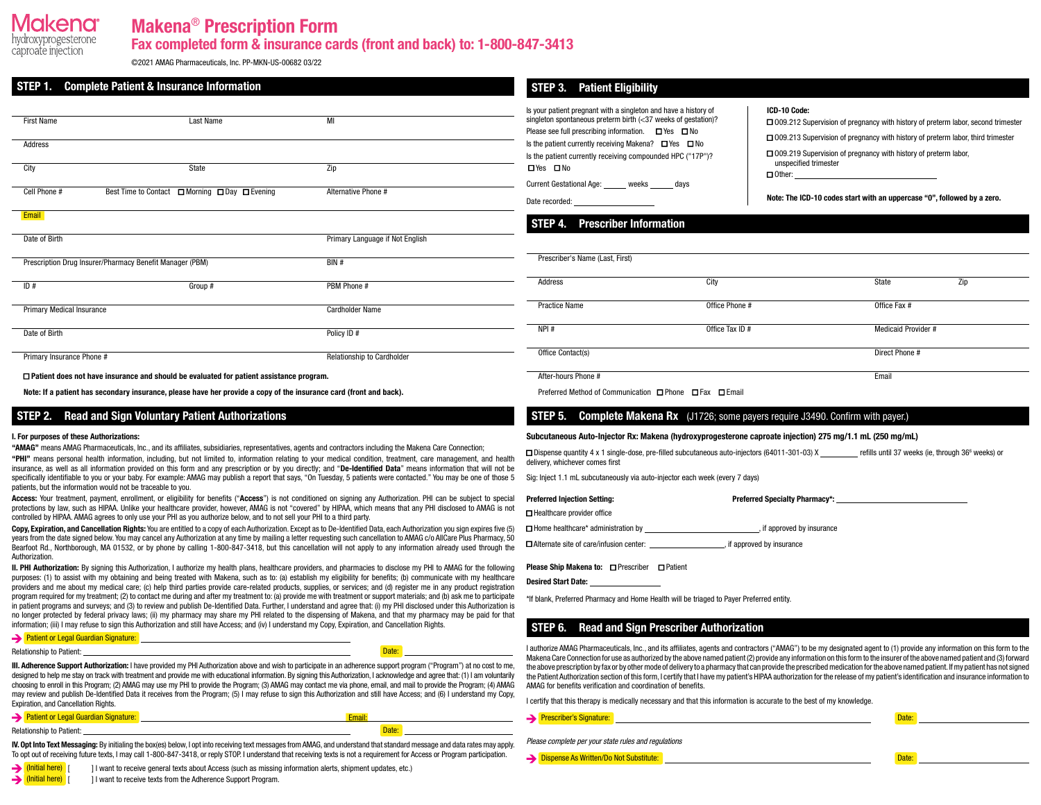# Makena® Prescription Form

Makena® hydroxyprogesterone caproate injection

**Fax completed form & insurance cards (front and back) to: 1-800-847-3413**

©2021 AMAG Pharmaceuticals, Inc. PP-MKN-US-00682 03/22

## STEP 1. Complete Patient & Insurance Information

First Name | Last Name | MI

Address

City | State | Zip

Cell Phone # | Best Time to Contact ☐ Morning ☐ Day ☐ Evening | Alternative Phone #

Email

Date of Birth | Primary Language if Not English

Prescription Drug Insurer/Pharmacy Benefit Manager (PBM) | BIN #

ID # | Group # | PBM Phone #

Primary Medical Insurance | Cardholder Name

Date of Birth | Policy ID #

Primary Insurance Phone # | Relationship to Cardholder

☐ **Patient does not have insurance and should be evaluated for patient assistance program.**

**Note: If a patient has secondary insurance, please have her provide a copy of the insurance card (front and back).**

## STEP 2. Read and Sign Voluntary Patient Authorizations

**I. For purposes of these Authorizations:**

**"AMAG"** means AMAG Pharmaceuticals, Inc., and its affiliates, subsidiaries, representatives, agents and contractors including the Makena Care Connection;

**"PHI"** means personal health information, including, but not limited to, information relating to your medical condition, treatment, care management, and health insurance, as well as all information provided on this form and any prescription or by you directly; and "**De-Identified Data**" means information that will not be specifically identifiable to you or your baby. For example: AMAG may publish a report that says, "On Tuesday, 5 patients were contacted." You may be one of those 5 patients, but the information would not be traceable to you.

**Access:** Your treatment, payment, enrollment, or eligibility for benefits ("**Access**") is not conditioned on signing any Authorization. PHI can be subject to special protections by law, such as HIPAA. Unlike your healthcare provider, however, AMAG is not "covered" by HIPAA, which means that any PHI disclosed to AMAG is not controlled by HIPAA. AMAG agrees to only use your PHI as you authorize below, and to not sell your PHI to a third party.

**Copy, Expiration, and Cancellation Rights:** You are entitled to a copy of each Authorization. Except as to De-Identified Data, each Authorization you sign expires five (5) years from the date signed below. You may cancel any Authorization at any time by mailing a letter requesting such cancellation to AMAG c/o AllCare Plus Pharmacy, 50 Bearfoot Rd., Northborough, MA 01532, or by phone by calling 1-800-847-3418, but this cancellation will not apply to any information already used through the Authorization.

**II. PHI Authorization:** By signing this Authorization, I authorize my health plans, healthcare providers, and pharmacies to disclose my PHI to AMAG for the following purposes: (1) to assist with my obtaining and being treated with Makena, such as to: (a) establish my eligibility for benefits; (b) communicate with my healthcare providers and me about my medical care; (c) help third parties provide care-related products, supplies, or services; and (d) register me in any product registration program required for my treatment; (2) to contact me during and after my treatment to: (a) provide me with treatment or support materials; and (b) ask me to participate in patient programs and surveys; and (3) to review and publish De-Identified Data. Further, I understand and agree that: (i) my PHI disclosed under this Authorization is no longer protected by federal privacy laws; (ii) my pharmacy may share my PHI related to the dispensing of Makena, and that my pharmacy may be paid for that information; (iii) I may refuse to sign this Authorization and still have Access; and (iv) I understand my Copy, Expiration, and Cancellation Rights.

➔ Patient or Legal Guardian Signature: ____________________

Relationship to Patient: ____________________ Date: __________

**III. Adherence Support Authorization:** I have provided my PHI Authorization above and wish to participate in an adherence support program ("Program") at no cost to me, designed to help me stay on track with treatment and provide me with educational information. By signing this Authorization, I acknowledge and agree that: (1) I am voluntarily choosing to enroll in this Program; (2) AMAG may use my PHI to provide the Program; (3) AMAG may contact me via phone, email, and mail to provide the Program; (4) AMAG may review and publish De-Identified Data it receives from the Program; (5) I may refuse to sign this Authorization and still have Access; and (6) I understand my Copy, Expiration, and Cancellation Rights.

➔ Patient or Legal Guardian Signature: ____________________ Email: __________

Relationship to Patient: ____________________ Date: __________

**IV. Opt Into Text Messaging:** By initialing the box(es) below, I opt into receiving text messages from AMAG, and understand that standard message and data rates may apply. To opt out of receiving future texts, I may call 1-800-847-3418, or reply STOP. I understand that receiving texts is not a requirement for Access or Program participation.

➔ (Initial here) [ ] I want to receive general texts about Access (such as missing information alerts, shipment updates, etc.)

➔ (Initial here) [ ] I want to receive texts from the Adherence Support Program.

## STEP 3. Patient Eligibility

Is your patient pregnant with a singleton and have a history of singleton spontaneous preterm birth (<37 weeks of gestation)? Please see full prescribing information. ☐ Yes ☐ No

Is the patient currently receiving Makena? ☐ Yes ☐ No

Is the patient currently receiving compounded HPC ("17P")? ☐ Yes ☐ No

Current Gestational Age: ______ weeks ______ days

Date recorded: __________

**ICD-10 Code:**

☐ O09.212 Supervision of pregnancy with history of preterm labor, second trimester

☐ O09.213 Supervision of pregnancy with history of preterm labor, third trimester

☐ O09.219 Supervision of pregnancy with history of preterm labor, unspecified trimester

☐ Other: __________

**Note: The ICD-10 codes start with an uppercase "O", followed by a zero.**

## STEP 4. Prescriber Information

Prescriber's Name (Last, First)

Address | City | State | Zip

Practice Name | Office Phone # | Office Fax #

NPI # | Office Tax ID # | Medicaid Provider #

Office Contact(s) | Direct Phone #

After-hours Phone # | Email

Preferred Method of Communication ☐ Phone ☐ Fax ☐ Email

## STEP 5. Complete Makena Rx (J1726; some payers require J3490. Confirm with payer.)

**Subcutaneous Auto-Injector Rx: Makena (hydroxyprogesterone caproate injection) 275 mg/1.1 mL (250 mg/mL)**

☐ Dispense quantity 4 x 1 single-dose, pre-filled subcutaneous auto-injectors (64011-301-03) X ________ refills until 37 weeks (ie, through 36[6] weeks) or delivery, whichever comes first

Sig: Inject 1.1 mL subcutaneously via auto-injector each week (every 7 days)

**Preferred Injection Setting:**

☐ Healthcare provider office

☐ Home healthcare* administration by ____________________, if approved by insurance

☐ Alternate site of care/infusion center: ____________________, if approved by insurance

**Preferred Specialty Pharmacy*:** ____________________

**Please Ship Makena to:** ☐ Prescriber ☐ Patient

**Desired Start Date:** __________

*If blank, Preferred Pharmacy and Home Health will be triaged to Payer Preferred entity.

## STEP 6. Read and Sign Prescriber Authorization

I authorize AMAG Pharmaceuticals, Inc., and its affiliates, agents and contractors ("AMAG") to be my designated agent to (1) provide any information on this form to the Makena Care Connection for use as authorized by the above named patient (2) provide any information on this form to the insurer of the above named patient and (3) forward the above prescription by fax or by other mode of delivery to a pharmacy that can provide the prescribed medication for the above named patient. If my patient has not signed the Patient Authorization section of this form, I certify that I have my patient's HIPAA authorization for the release of my patient's identification and insurance information to AMAG for benefits verification and coordination of benefits.

I certify that this therapy is medically necessary and that this information is accurate to the best of my knowledge.

➔ Prescriber's Signature: ____________________ Date: __________

*Please complete per your state rules and regulations*

➔ Dispense As Written/Do Not Substitute: ____________________ Date: __________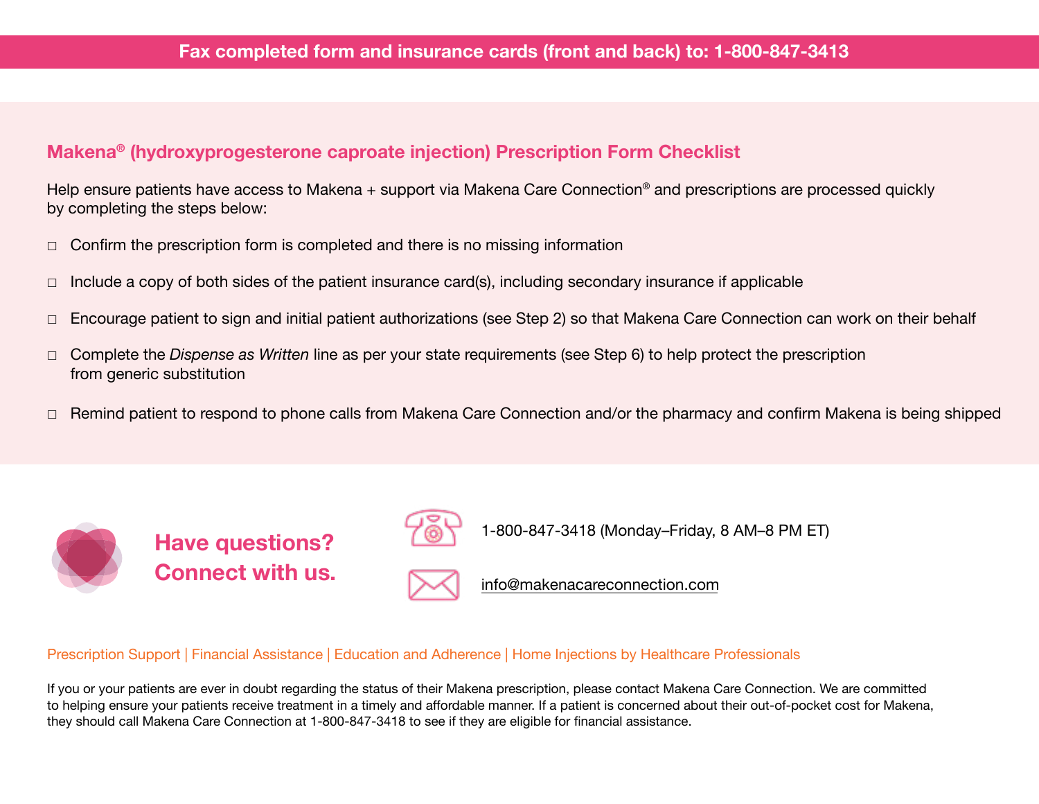**Fax completed form and insurance cards (front and back) to: 1-800-847-3413**

## Makena® (hydroxyprogesterone caproate injection) Prescription Form Checklist

Help ensure patients have access to Makena + support via Makena Care Connection® and prescriptions are processed quickly by completing the steps below:

- ☐ Confirm the prescription form is completed and there is no missing information
- ☐ Include a copy of both sides of the patient insurance card(s), including secondary insurance if applicable
- ☐ Encourage patient to sign and initial patient authorizations (see Step 2) so that Makena Care Connection can work on their behalf
- ☐ Complete the *Dispense as Written* line as per your state requirements (see Step 6) to help protect the prescription from generic substitution
- ☐ Remind patient to respond to phone calls from Makena Care Connection and/or the pharmacy and confirm Makena is being shipped

**Have questions? Connect with us.**

1-800-847-3418 (Monday–Friday, 8 AM–8 PM ET)

info@makenacareconnection.com

Prescription Support | Financial Assistance | Education and Adherence | Home Injections by Healthcare Professionals

If you or your patients are ever in doubt regarding the status of their Makena prescription, please contact Makena Care Connection. We are committed to helping ensure your patients receive treatment in a timely and affordable manner. If a patient is concerned about their out-of-pocket cost for Makena, they should call Makena Care Connection at 1-800-847-3418 to see if they are eligible for financial assistance.